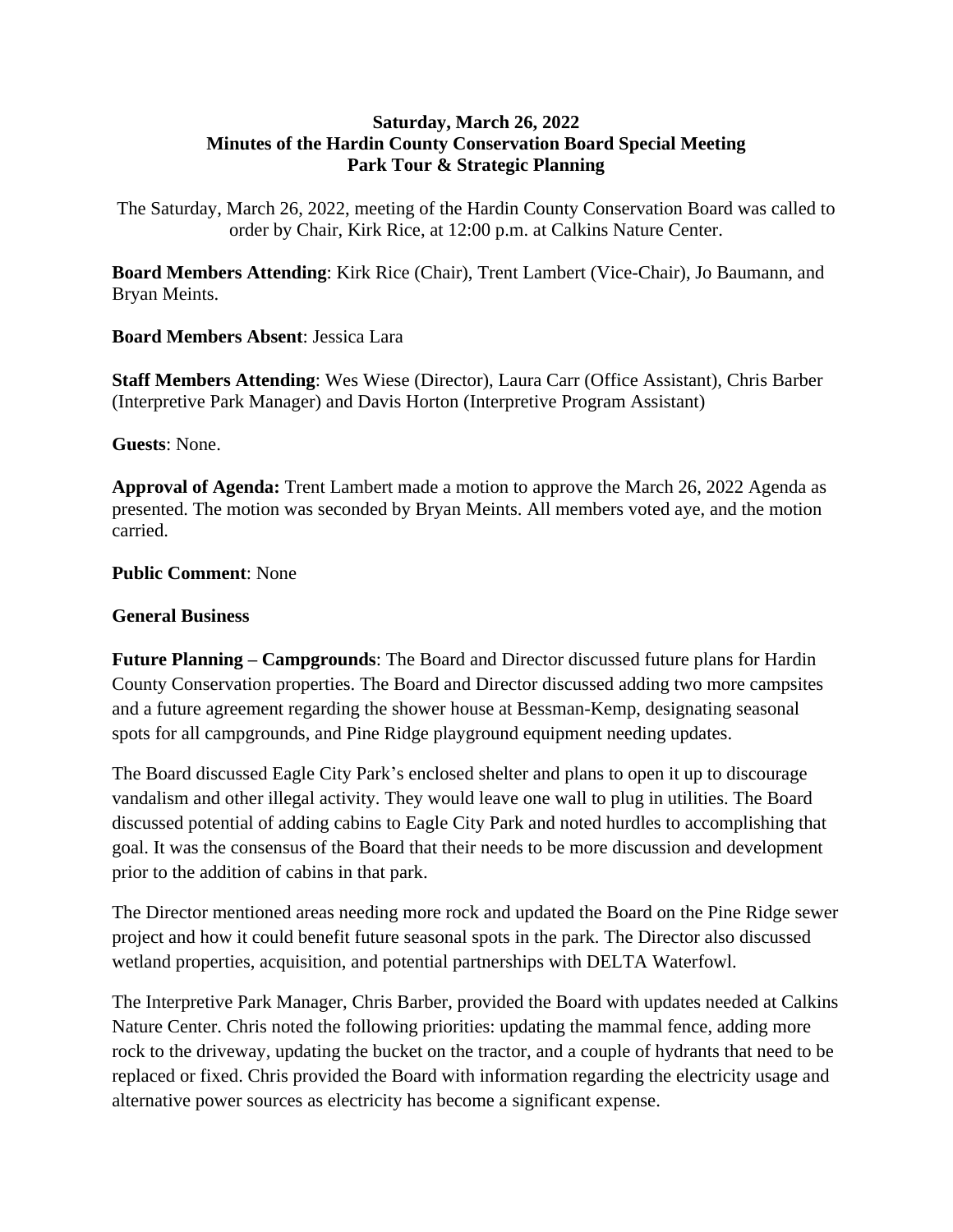**Saturday, March 26, 2022**
**Minutes of the Hardin County Conservation Board Special Meeting**
**Park Tour & Strategic Planning**

The Saturday, March 26, 2022, meeting of the Hardin County Conservation Board was called to order by Chair, Kirk Rice, at 12:00 p.m. at Calkins Nature Center.

**Board Members Attending**: Kirk Rice (Chair), Trent Lambert (Vice-Chair), Jo Baumann, and Bryan Meints.

**Board Members Absent**: Jessica Lara

**Staff Members Attending**: Wes Wiese (Director), Laura Carr (Office Assistant), Chris Barber (Interpretive Park Manager) and Davis Horton (Interpretive Program Assistant)

**Guests**: None.

**Approval of Agenda:** Trent Lambert made a motion to approve the March 26, 2022 Agenda as presented. The motion was seconded by Bryan Meints. All members voted aye, and the motion carried.

**Public Comment**: None

**General Business**

**Future Planning – Campgrounds**: The Board and Director discussed future plans for Hardin County Conservation properties. The Board and Director discussed adding two more campsites and a future agreement regarding the shower house at Bessman-Kemp, designating seasonal spots for all campgrounds, and Pine Ridge playground equipment needing updates.

The Board discussed Eagle City Park's enclosed shelter and plans to open it up to discourage vandalism and other illegal activity. They would leave one wall to plug in utilities. The Board discussed potential of adding cabins to Eagle City Park and noted hurdles to accomplishing that goal. It was the consensus of the Board that their needs to be more discussion and development prior to the addition of cabins in that park.

The Director mentioned areas needing more rock and updated the Board on the Pine Ridge sewer project and how it could benefit future seasonal spots in the park. The Director also discussed wetland properties, acquisition, and potential partnerships with DELTA Waterfowl.

The Interpretive Park Manager, Chris Barber, provided the Board with updates needed at Calkins Nature Center. Chris noted the following priorities: updating the mammal fence, adding more rock to the driveway, updating the bucket on the tractor, and a couple of hydrants that need to be replaced or fixed. Chris provided the Board with information regarding the electricity usage and alternative power sources as electricity has become a significant expense.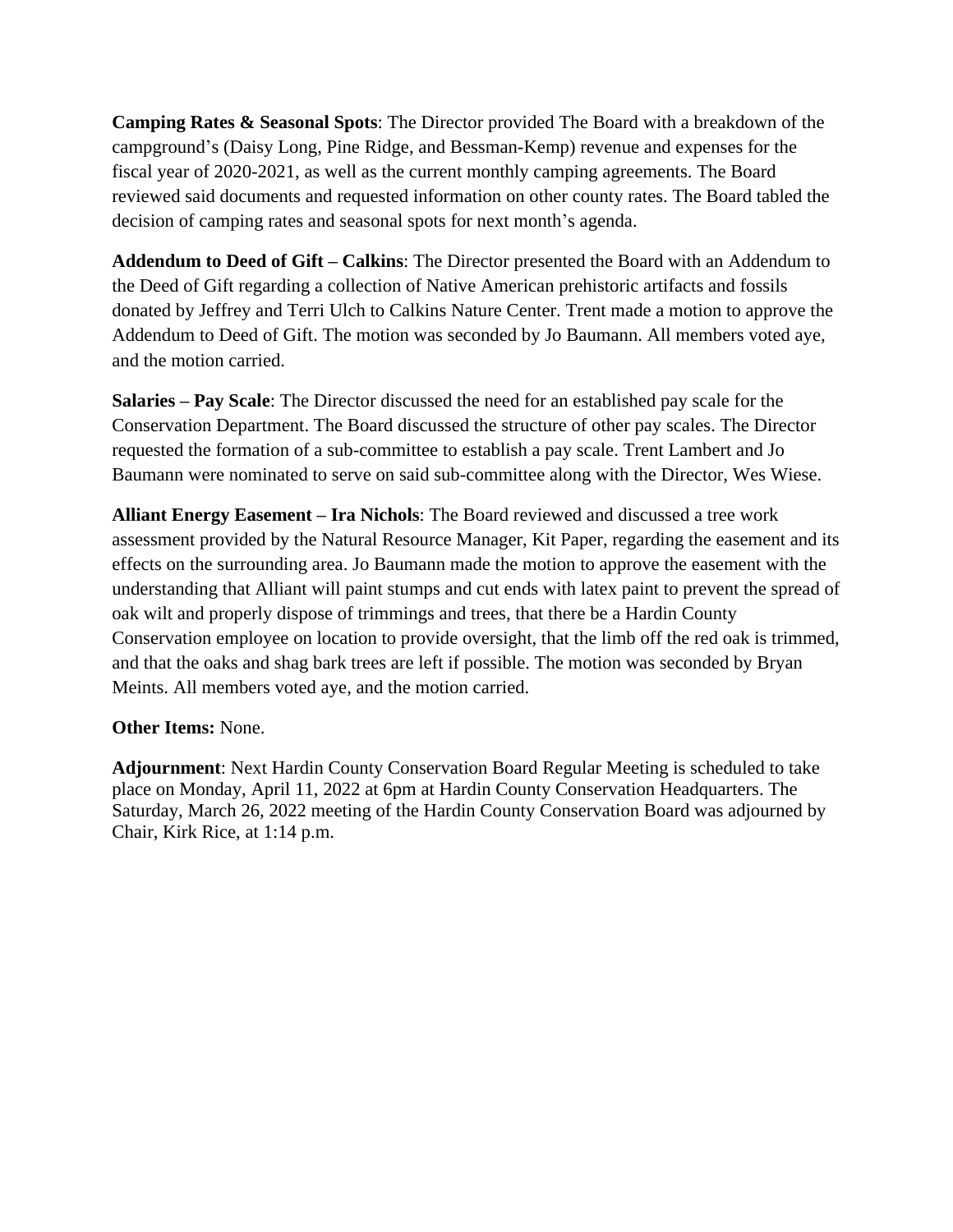**Camping Rates & Seasonal Spots**: The Director provided The Board with a breakdown of the campground's (Daisy Long, Pine Ridge, and Bessman-Kemp) revenue and expenses for the fiscal year of 2020-2021, as well as the current monthly camping agreements. The Board reviewed said documents and requested information on other county rates. The Board tabled the decision of camping rates and seasonal spots for next month's agenda.

**Addendum to Deed of Gift – Calkins**: The Director presented the Board with an Addendum to the Deed of Gift regarding a collection of Native American prehistoric artifacts and fossils donated by Jeffrey and Terri Ulch to Calkins Nature Center. Trent made a motion to approve the Addendum to Deed of Gift. The motion was seconded by Jo Baumann. All members voted aye, and the motion carried.

**Salaries – Pay Scale**: The Director discussed the need for an established pay scale for the Conservation Department. The Board discussed the structure of other pay scales. The Director requested the formation of a sub-committee to establish a pay scale. Trent Lambert and Jo Baumann were nominated to serve on said sub-committee along with the Director, Wes Wiese.

**Alliant Energy Easement – Ira Nichols**: The Board reviewed and discussed a tree work assessment provided by the Natural Resource Manager, Kit Paper, regarding the easement and its effects on the surrounding area. Jo Baumann made the motion to approve the easement with the understanding that Alliant will paint stumps and cut ends with latex paint to prevent the spread of oak wilt and properly dispose of trimmings and trees, that there be a Hardin County Conservation employee on location to provide oversight, that the limb off the red oak is trimmed, and that the oaks and shag bark trees are left if possible. The motion was seconded by Bryan Meints. All members voted aye, and the motion carried.

**Other Items:** None.

**Adjournment**: Next Hardin County Conservation Board Regular Meeting is scheduled to take place on Monday, April 11, 2022 at 6pm at Hardin County Conservation Headquarters. The Saturday, March 26, 2022 meeting of the Hardin County Conservation Board was adjourned by Chair, Kirk Rice, at 1:14 p.m.